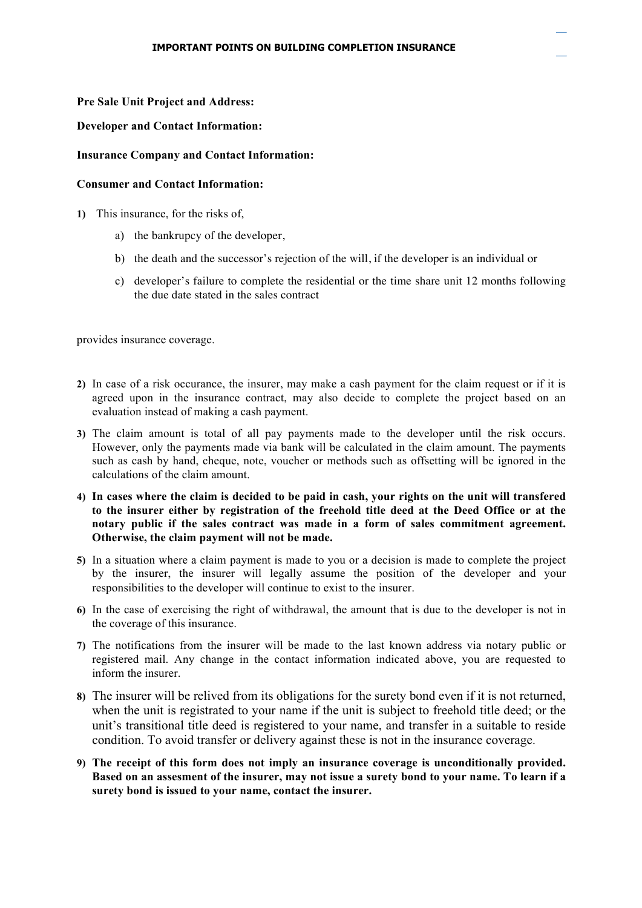## IMPORTANT POINTS ON BUILDING COMPLETION INSURANCE

**Pre Sale Unit Project and Address:**

**Developer and Contact Information:**

**Insurance Company and Contact Information:**

**Consumer and Contact Information:**

1) This insurance, for the risks of,

   a) the bankrupcy of the developer,

   b) the death and the successor's rejection of the will, if the developer is an individual or

   c) developer's failure to complete the residential or the time share unit 12 months following the due date stated in the sales contract

provides insurance coverage.

2) In case of a risk occurance, the insurer, may make a cash payment for the claim request or if it is agreed upon in the insurance contract, may also decide to complete the project based on an evaluation instead of making a cash payment.

3) The claim amount is total of all pay payments made to the developer until the risk occurs. However, only the payments made via bank will be calculated in the claim amount. The payments such as cash by hand, cheque, note, voucher or methods such as offsetting will be ignored in the calculations of the claim amount.

4) **In cases where the claim is decided to be paid in cash, your rights on the unit will transfered to the insurer either by registration of the freehold title deed at the Deed Office or at the notary public if the sales contract was made in a form of sales commitment agreement. Otherwise, the claim payment will not be made.**

5) In a situation where a claim payment is made to you or a decision is made to complete the project by the insurer, the insurer will legally assume the position of the developer and your responsibilities to the developer will continue to exist to the insurer.

6) In the case of exercising the right of withdrawal, the amount that is due to the developer is not in the coverage of this insurance.

7) The notifications from the insurer will be made to the last known address via notary public or registered mail. Any change in the contact information indicated above, you are requested to inform the insurer.

8) The insurer will be relived from its obligations for the surety bond even if it is not returned, when the unit is registrated to your name if the unit is subject to freehold title deed; or the unit's transitional title deed is registered to your name, and transfer in a suitable to reside condition. To avoid transfer or delivery against these is not in the insurance coverage.

9) **The receipt of this form does not imply an insurance coverage is unconditionally provided. Based on an assesment of the insurer, may not issue a surety bond to your name. To learn if a surety bond is issued to your name, contact the insurer.**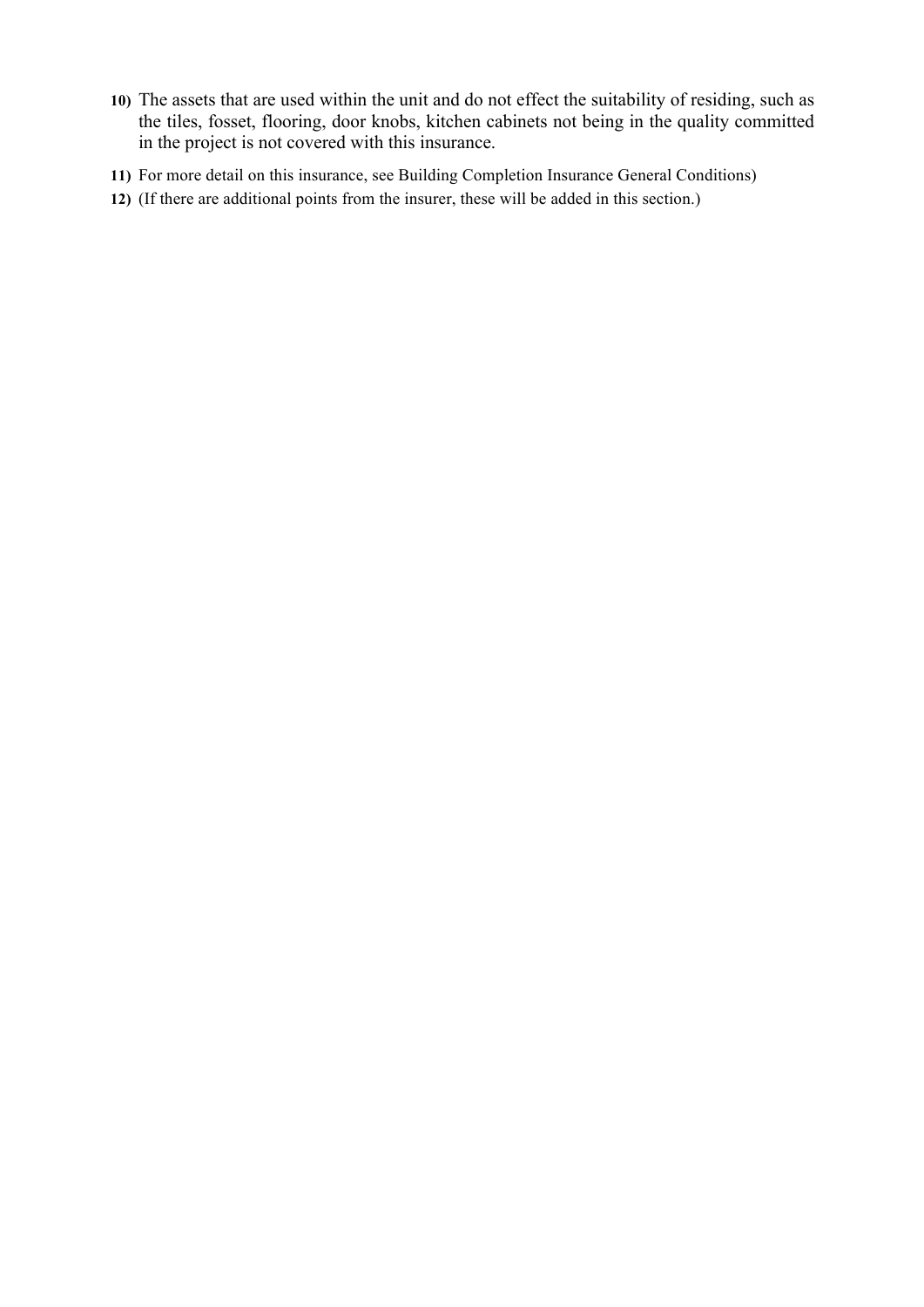10) The assets that are used within the unit and do not effect the suitability of residing, such as the tiles, fosset, flooring, door knobs, kitchen cabinets not being in the quality committed in the project is not covered with this insurance.

11) For more detail on this insurance, see Building Completion Insurance General Conditions)

12) (If there are additional points from the insurer, these will be added in this section.)